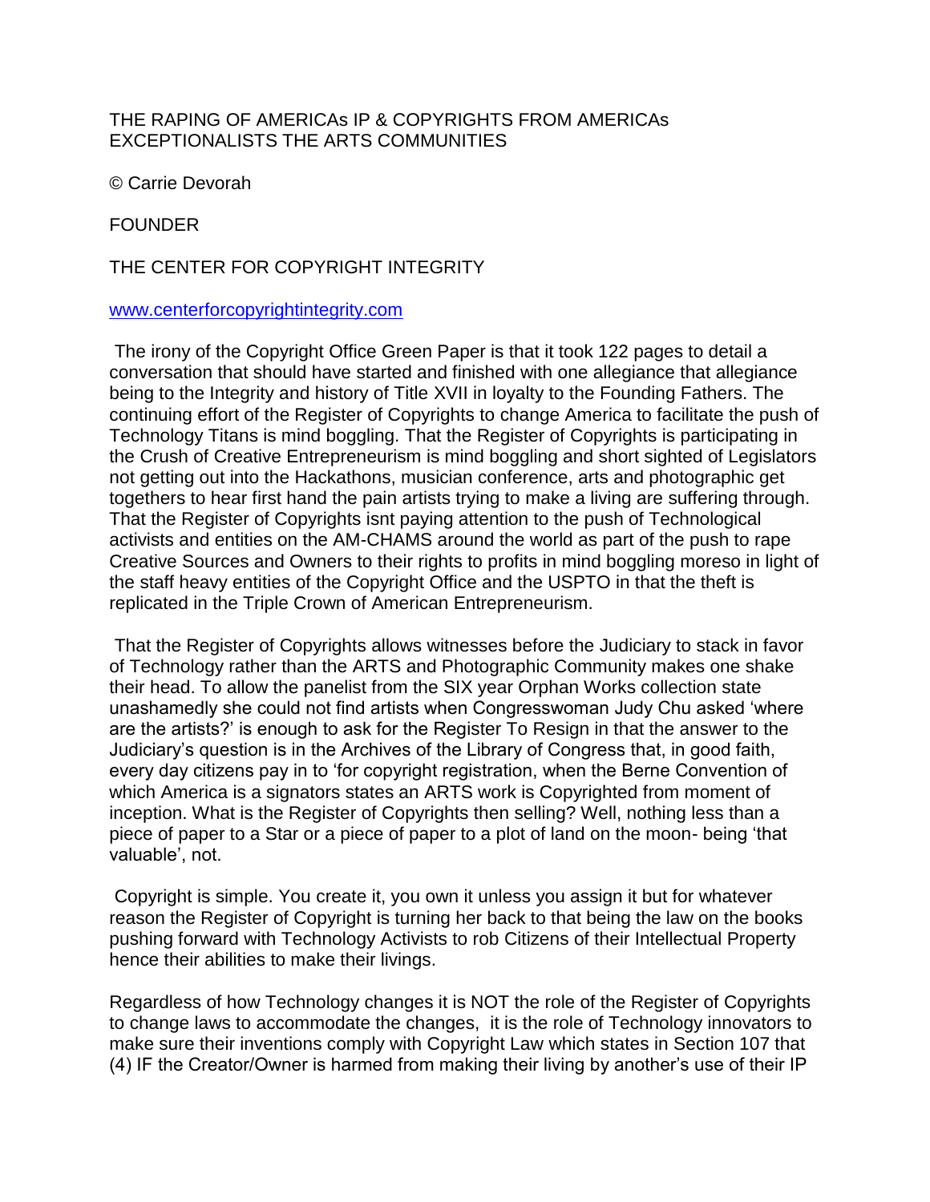THE RAPING OF AMERICAs IP & COPYRIGHTS FROM AMERICAs EXCEPTIONALISTS THE ARTS COMMUNITIES

© Carrie Devorah

FOUNDER

THE CENTER FOR COPYRIGHT INTEGRITY

[www.centerforcopyrightintegrity.com](http://www.centerforcopyrightintegrity.com)

The irony of the Copyright Office Green Paper is that it took 122 pages to detail a conversation that should have started and finished with one allegiance that allegiance being to the Integrity and history of Title XVII in loyalty to the Founding Fathers. The continuing effort of the Register of Copyrights to change America to facilitate the push of Technology Titans is mind boggling. That the Register of Copyrights is participating in the Crush of Creative Entrepreneurism is mind boggling and short sighted of Legislators not getting out into the Hackathons, musician conference, arts and photographic get togethers to hear first hand the pain artists trying to make a living are suffering through. That the Register of Copyrights isnt paying attention to the push of Technological activists and entities on the AM-CHAMS around the world as part of the push to rape Creative Sources and Owners to their rights to profits in mind boggling moreso in light of the staff heavy entities of the Copyright Office and the USPTO in that the theft is replicated in the Triple Crown of American Entrepreneurism.

That the Register of Copyrights allows witnesses before the Judiciary to stack in favor of Technology rather than the ARTS and Photographic Community makes one shake their head. To allow the panelist from the SIX year Orphan Works collection state unashamedly she could not find artists when Congresswoman Judy Chu asked 'where are the artists?' is enough to ask for the Register To Resign in that the answer to the Judiciary's question is in the Archives of the Library of Congress that, in good faith, every day citizens pay in to 'for copyright registration, when the Berne Convention of which America is a signators states an ARTS work is Copyrighted from moment of inception. What is the Register of Copyrights then selling? Well, nothing less than a piece of paper to a Star or a piece of paper to a plot of land on the moon- being 'that valuable', not.

Copyright is simple. You create it, you own it unless you assign it but for whatever reason the Register of Copyright is turning her back to that being the law on the books pushing forward with Technology Activists to rob Citizens of their Intellectual Property hence their abilities to make their livings.

Regardless of how Technology changes it is NOT the role of the Register of Copyrights to change laws to accommodate the changes, it is the role of Technology innovators to make sure their inventions comply with Copyright Law which states in Section 107 that (4) IF the Creator/Owner is harmed from making their living by another's use of their IP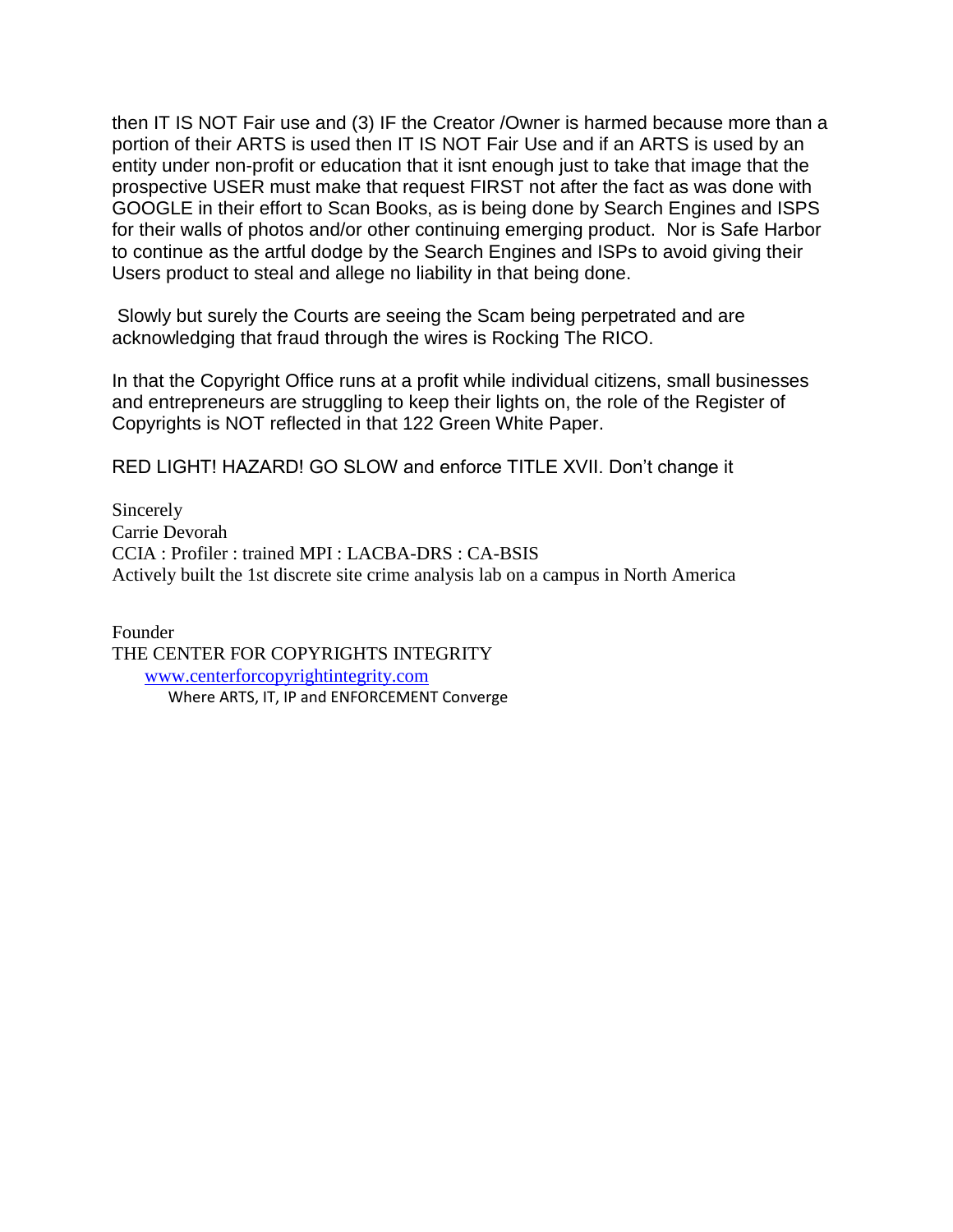then IT IS NOT Fair use and (3) IF the Creator /Owner is harmed because more than a portion of their ARTS is used then IT IS NOT Fair Use and if an ARTS is used by an entity under non-profit or education that it isnt enough just to take that image that the prospective USER must make that request FIRST not after the fact as was done with GOOGLE in their effort to Scan Books, as is being done by Search Engines and ISPS for their walls of photos and/or other continuing emerging product. Nor is Safe Harbor to continue as the artful dodge by the Search Engines and ISPs to avoid giving their Users product to steal and allege no liability in that being done.

Slowly but surely the Courts are seeing the Scam being perpetrated and are acknowledging that fraud through the wires is Rocking The RICO.

In that the Copyright Office runs at a profit while individual citizens, small businesses and entrepreneurs are struggling to keep their lights on, the role of the Register of Copyrights is NOT reflected in that 122 Green White Paper.

RED LIGHT! HAZARD! GO SLOW and enforce TITLE XVII. Don't change it

Sincerely  
Carrie Devorah  
CCIA : Profiler : trained MPI : LACBA-DRS : CA-BSIS  
Actively built the 1st discrete site crime analysis lab on a campus in North America

Founder  
THE CENTER FOR COPYRIGHTS INTEGRITY  
www.centerforcopyrightintegrity.com  
Where ARTS, IT, IP and ENFORCEMENT Converge